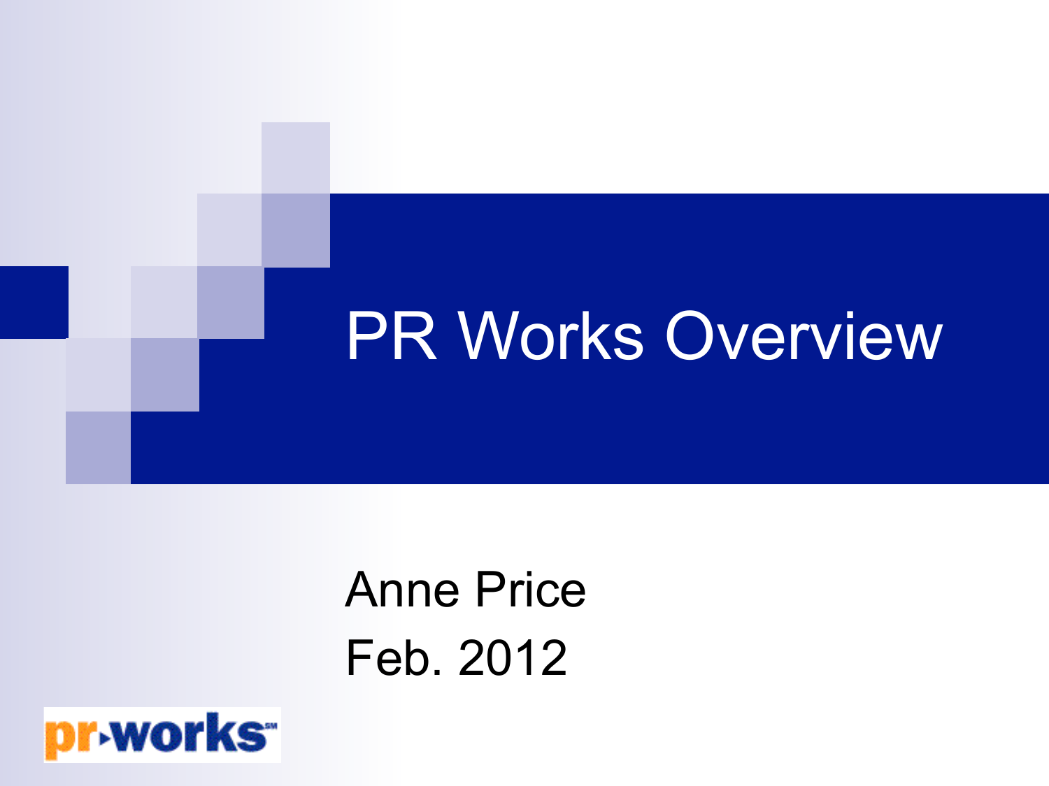# PR Works Overview

Anne Price
Feb. 2012

pr▸works℠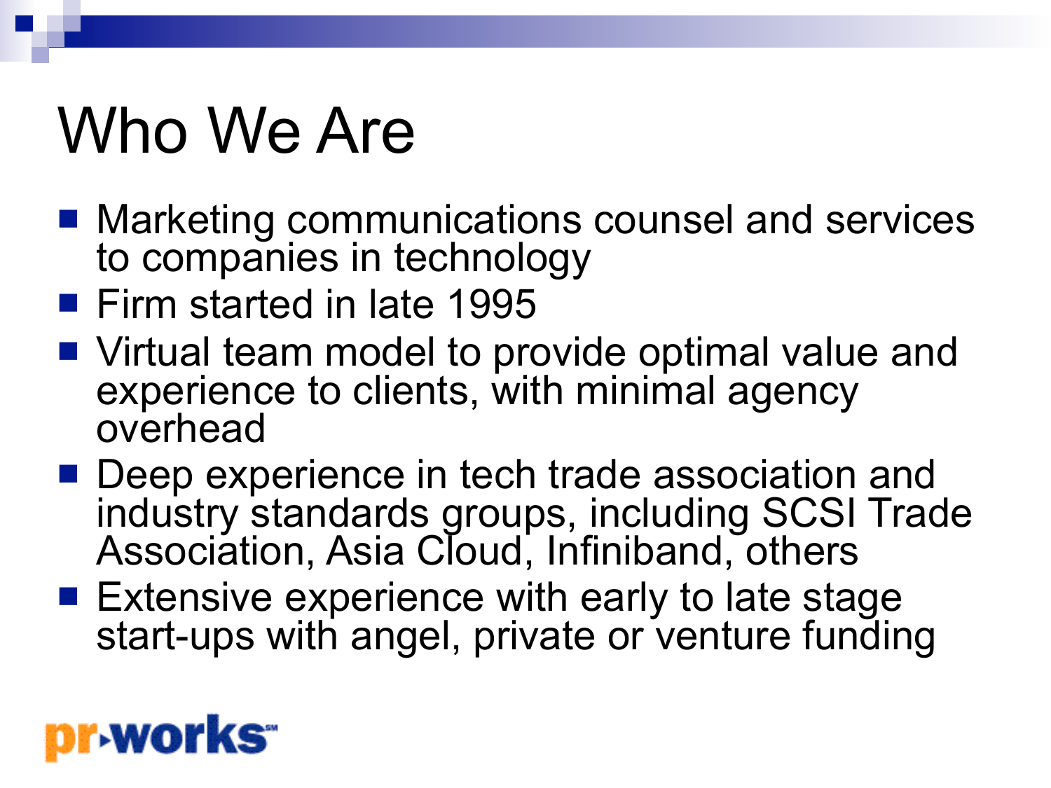# Who We Are

- Marketing communications counsel and services to companies in technology
- Firm started in late 1995
- Virtual team model to provide optimal value and experience to clients, with minimal agency overhead
- Deep experience in tech trade association and industry standards groups, including SCSI Trade Association, Asia Cloud, Infiniband, others
- Extensive experience with early to late stage start-ups with angel, private or venture funding

pr-works℠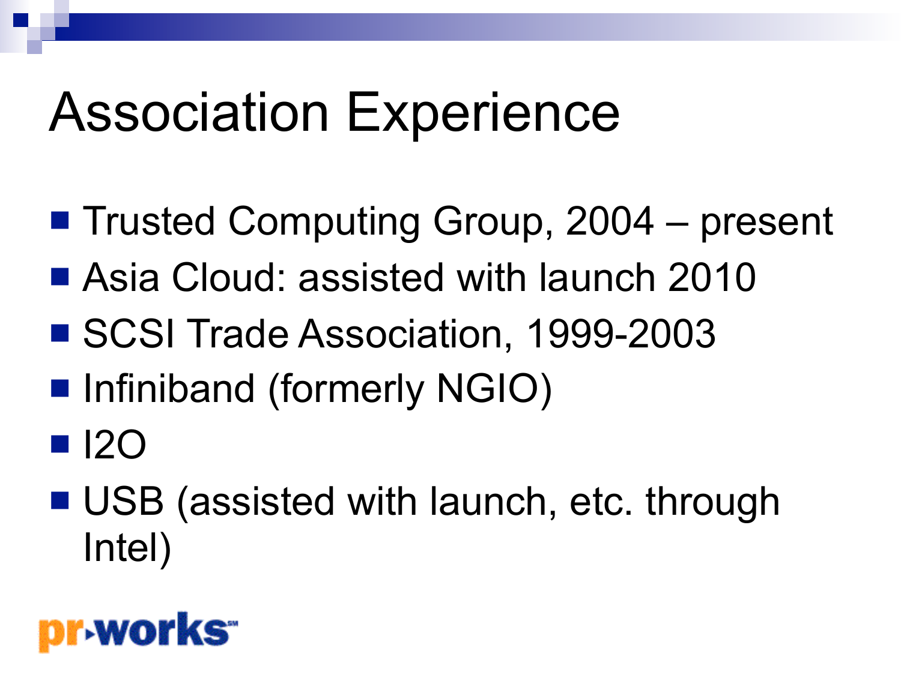# Association Experience

- Trusted Computing Group, 2004 – present
- Asia Cloud: assisted with launch 2010
- SCSI Trade Association, 1999-2003
- Infiniband (formerly NGIO)
- I2O
- USB (assisted with launch, etc. through Intel)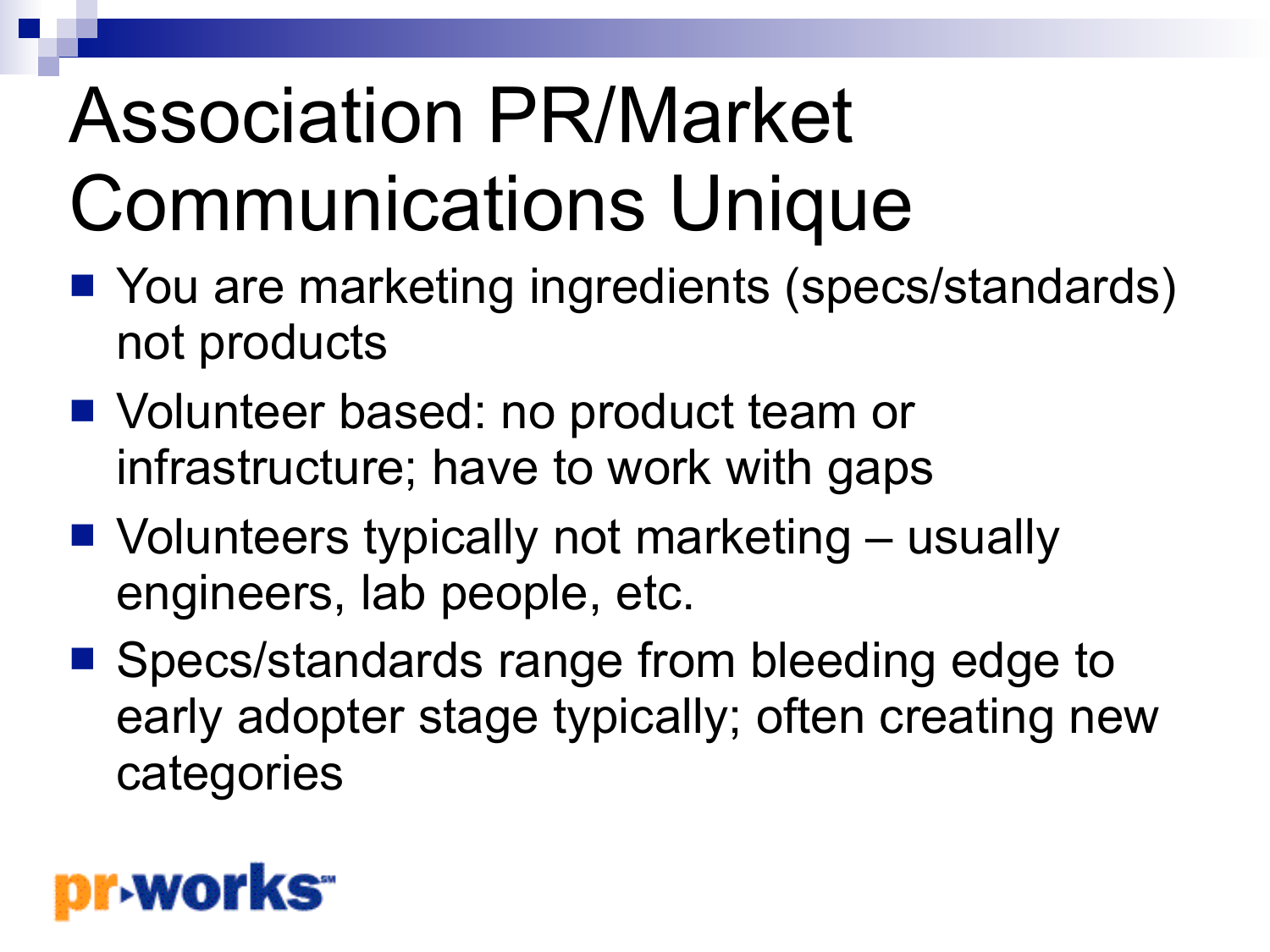# Association PR/Market Communications Unique

- You are marketing ingredients (specs/standards) not products
- Volunteer based: no product team or infrastructure; have to work with gaps
- Volunteers typically not marketing – usually engineers, lab people, etc.
- Specs/standards range from bleeding edge to early adopter stage typically; often creating new categories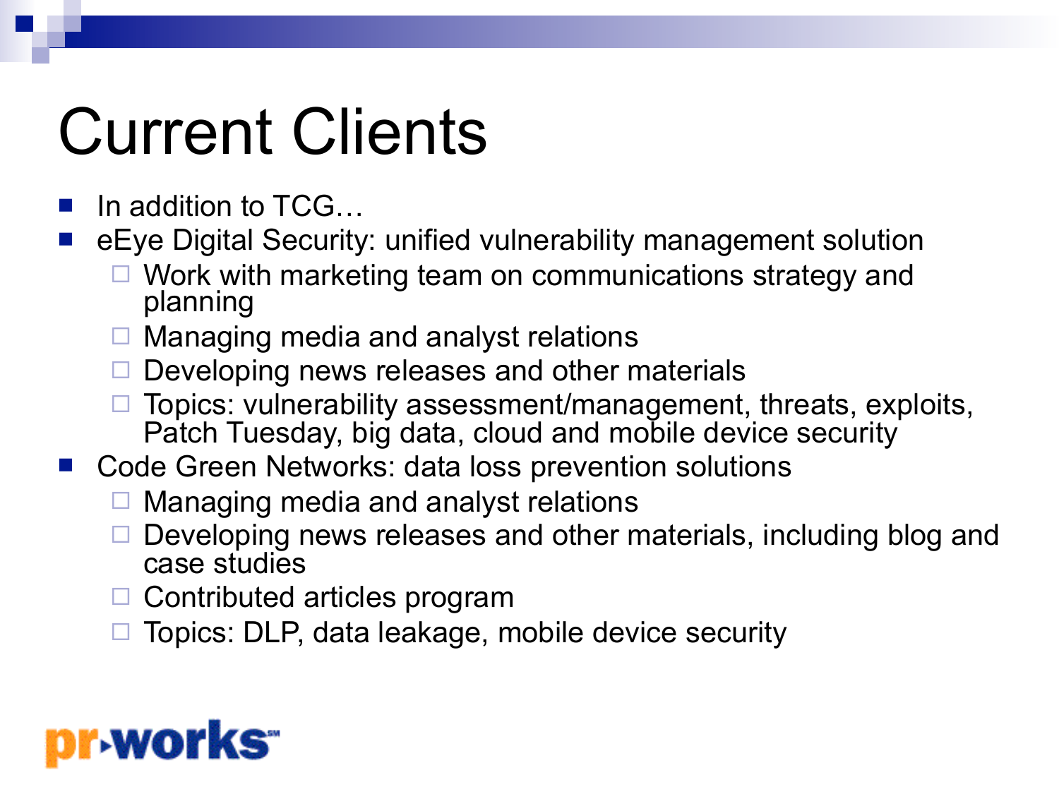# Current Clients

- In addition to TCG…
- eYe Digital Security: unified vulnerability management solution
  - Work with marketing team on communications strategy and planning
  - Managing media and analyst relations
  - Developing news releases and other materials
  - Topics: vulnerability assessment/management, threats, exploits, Patch Tuesday, big data, cloud and mobile device security
- Code Green Networks: data loss prevention solutions
  - Managing media and analyst relations
  - Developing news releases and other materials, including blog and case studies
  - Contributed articles program
  - Topics: DLP, data leakage, mobile device security

pr▸works℠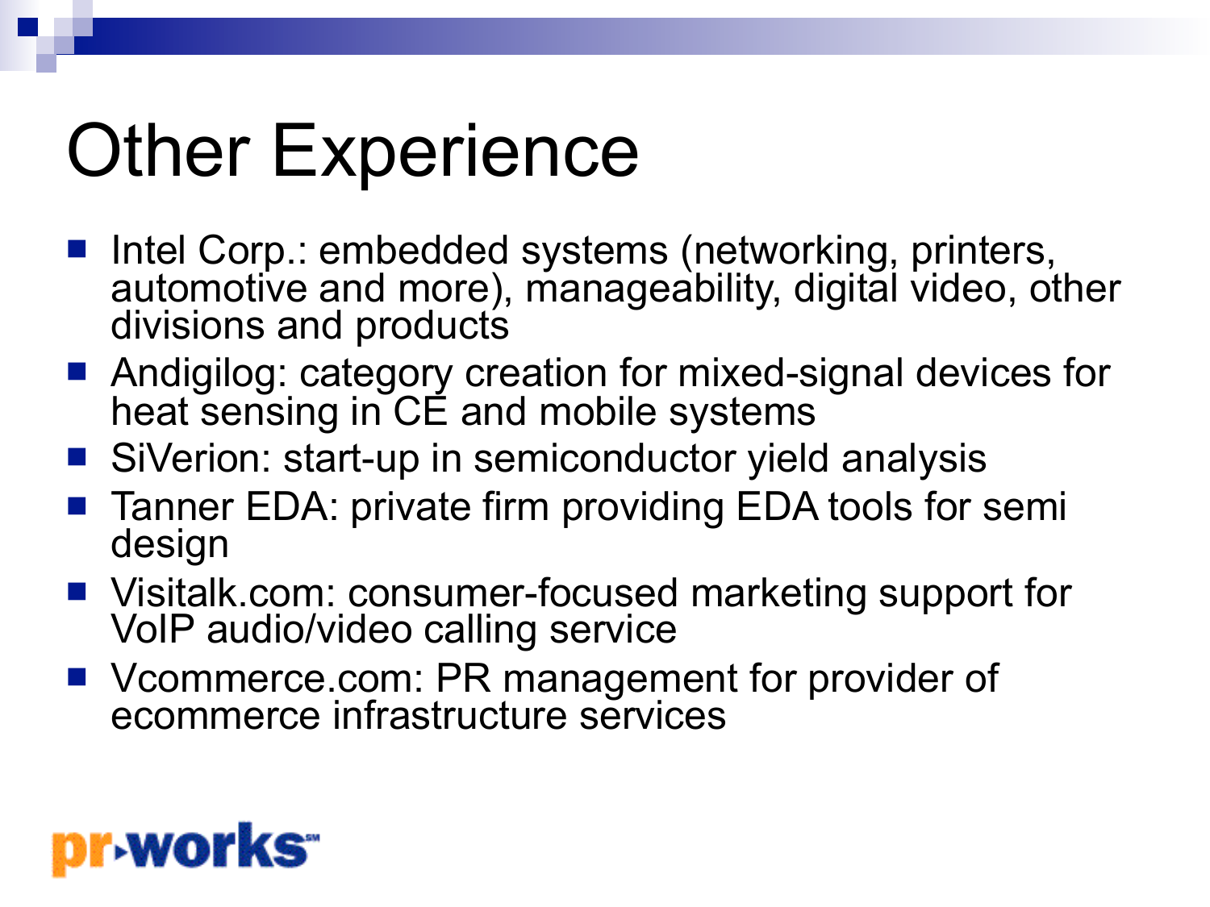# Other Experience

- Intel Corp.: embedded systems (networking, printers, automotive and more), manageability, digital video, other divisions and products
- Andigilog: category creation for mixed-signal devices for heat sensing in CE and mobile systems
- SiVerion: start-up in semiconductor yield analysis
- Tanner EDA: private firm providing EDA tools for semi design
- Visitalk.com: consumer-focused marketing support for VoIP audio/video calling service
- Vcommerce.com: PR management for provider of ecommerce infrastructure services

pr-works℠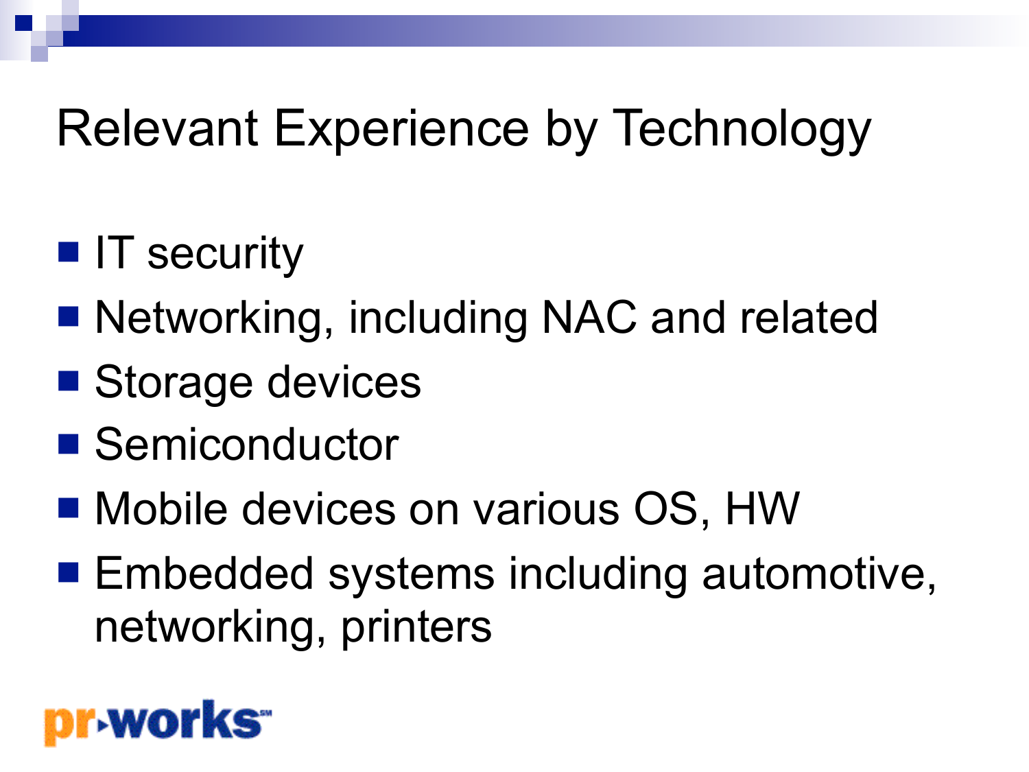# Relevant Experience by Technology

- IT security
- Networking, including NAC and related
- Storage devices
- Semiconductor
- Mobile devices on various OS, HW
- Embedded systems including automotive, networking, printers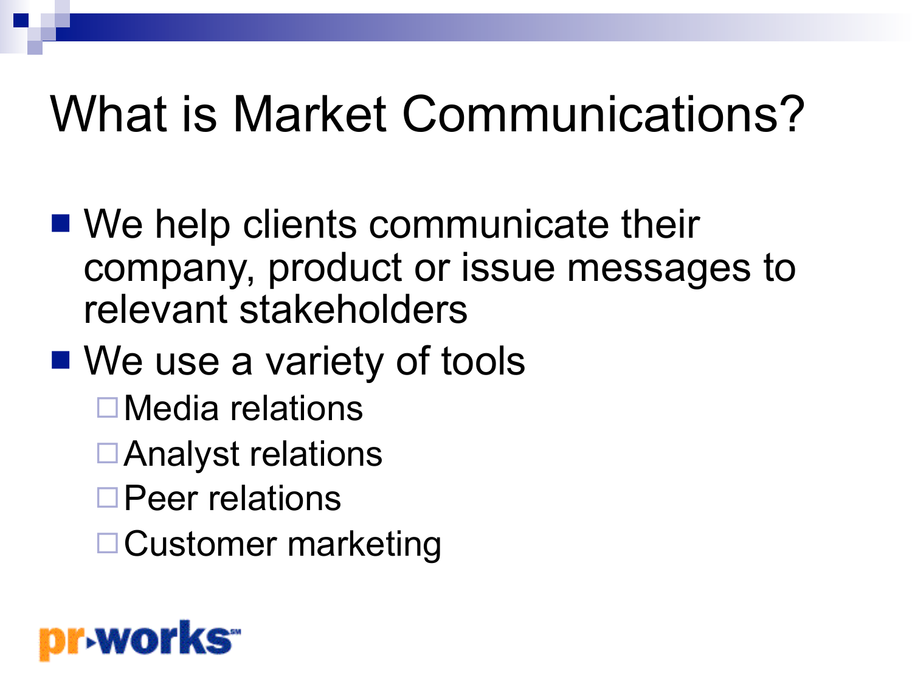# What is Market Communications?

- We help clients communicate their company, product or issue messages to relevant stakeholders
- We use a variety of tools
  - Media relations
  - Analyst relations
  - Peer relations
  - Customer marketing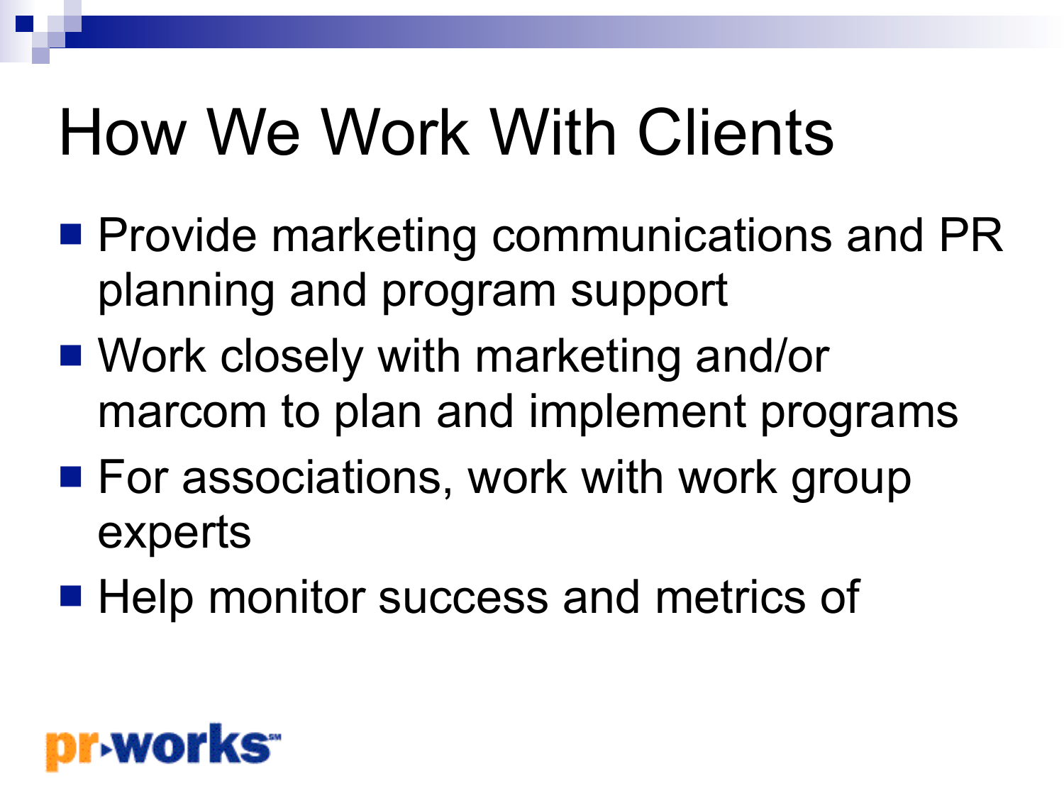# How We Work With Clients

- Provide marketing communications and PR planning and program support
- Work closely with marketing and/or marcom to plan and implement programs
- For associations, work with work group experts
- Help monitor success and metrics of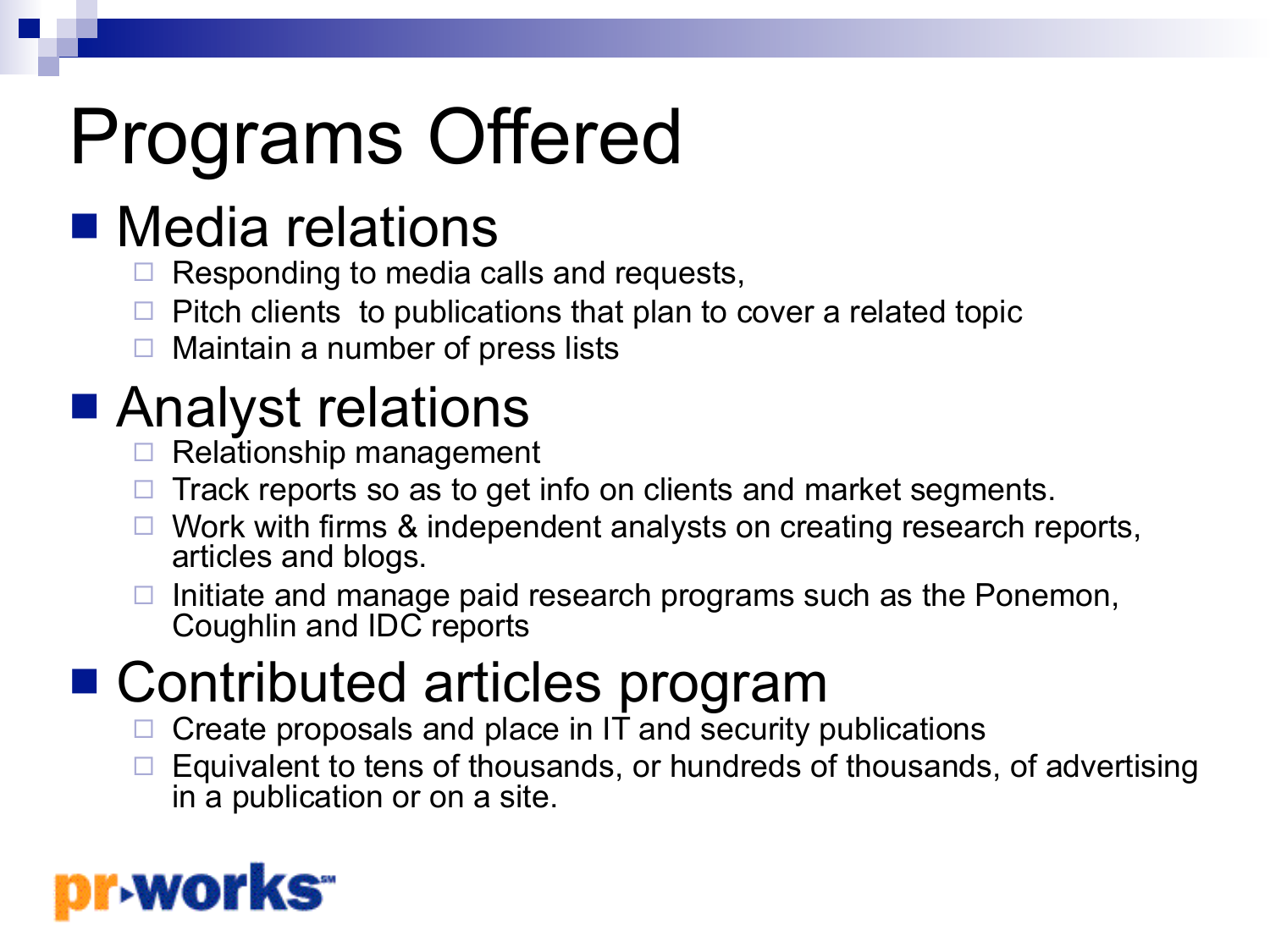# Programs Offered

- Media relations
  - Responding to media calls and requests,
  - Pitch clients to publications that plan to cover a related topic
  - Maintain a number of press lists
- Analyst relations
  - Relationship management
  - Track reports so as to get info on clients and market segments.
  - Work with firms & independent analysts on creating research reports, articles and blogs.
  - Initiate and manage paid research programs such as the Ponemon, Coughlin and IDC reports
- Contributed articles program
  - Create proposals and place in IT and security publications
  - Equivalent to tens of thousands, or hundreds of thousands, of advertising in a publication or on a site.

pr-works℠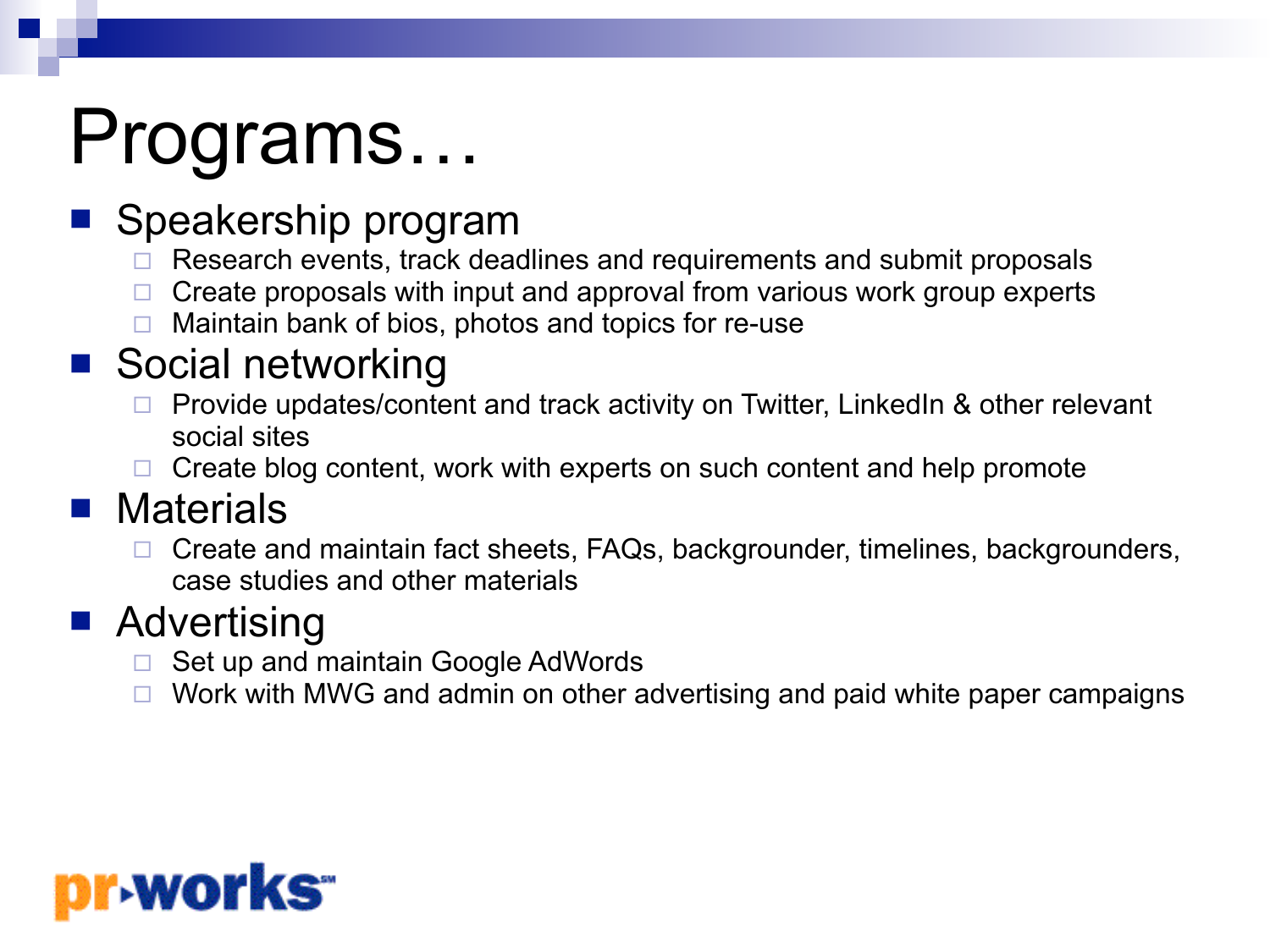# Programs…

- Speakership program
  - Research events, track deadlines and requirements and submit proposals
  - Create proposals with input and approval from various work group experts
  - Maintain bank of bios, photos and topics for re-use
- Social networking
  - Provide updates/content and track activity on Twitter, LinkedIn & other relevant social sites
  - Create blog content, work with experts on such content and help promote
- Materials
  - Create and maintain fact sheets, FAQs, backgrounder, timelines, backgrounders, case studies and other materials
- Advertising
  - Set up and maintain Google AdWords
  - Work with MWG and admin on other advertising and paid white paper campaigns

pr-works℠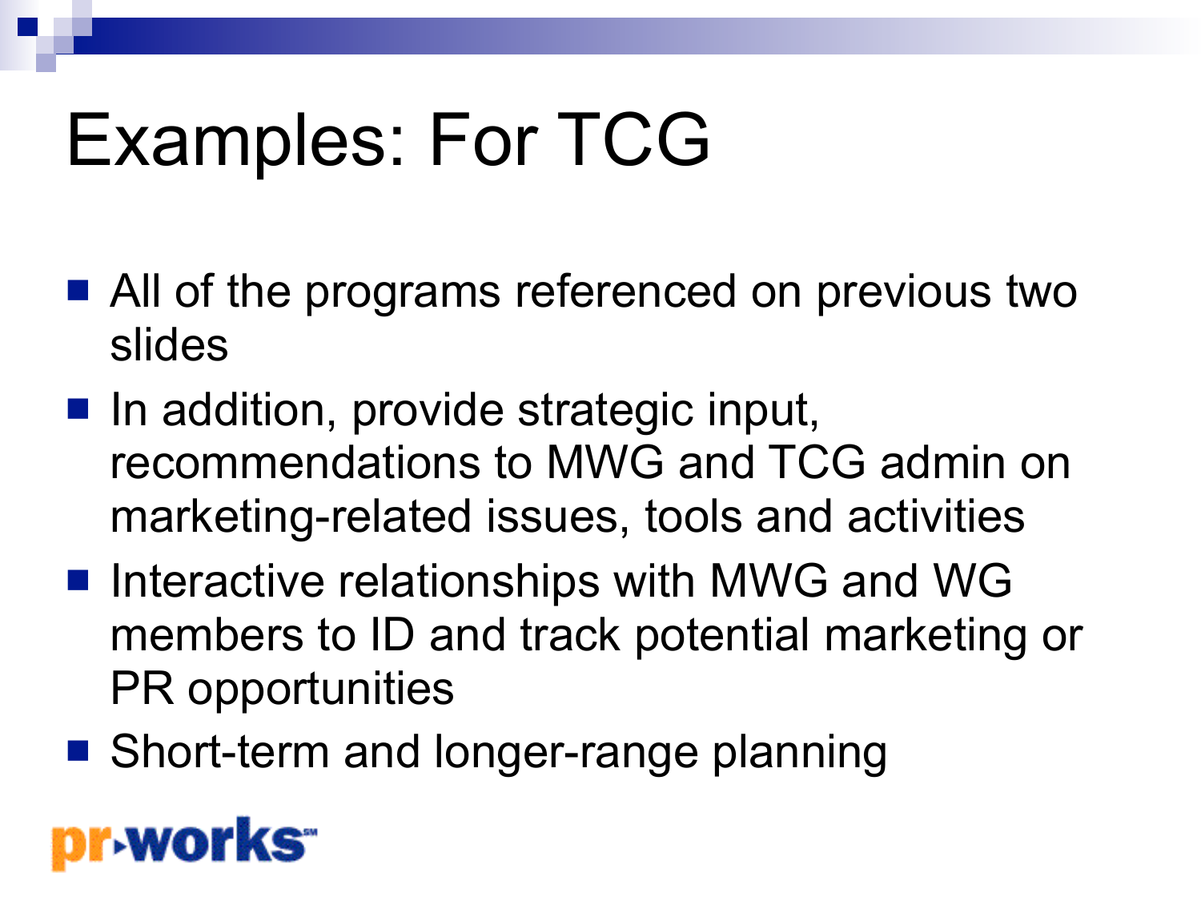# Examples: For TCG

- All of the programs referenced on previous two slides
- In addition, provide strategic input, recommendations to MWG and TCG admin on marketing-related issues, tools and activities
- Interactive relationships with MWG and WG members to ID and track potential marketing or PR opportunities
- Short-term and longer-range planning